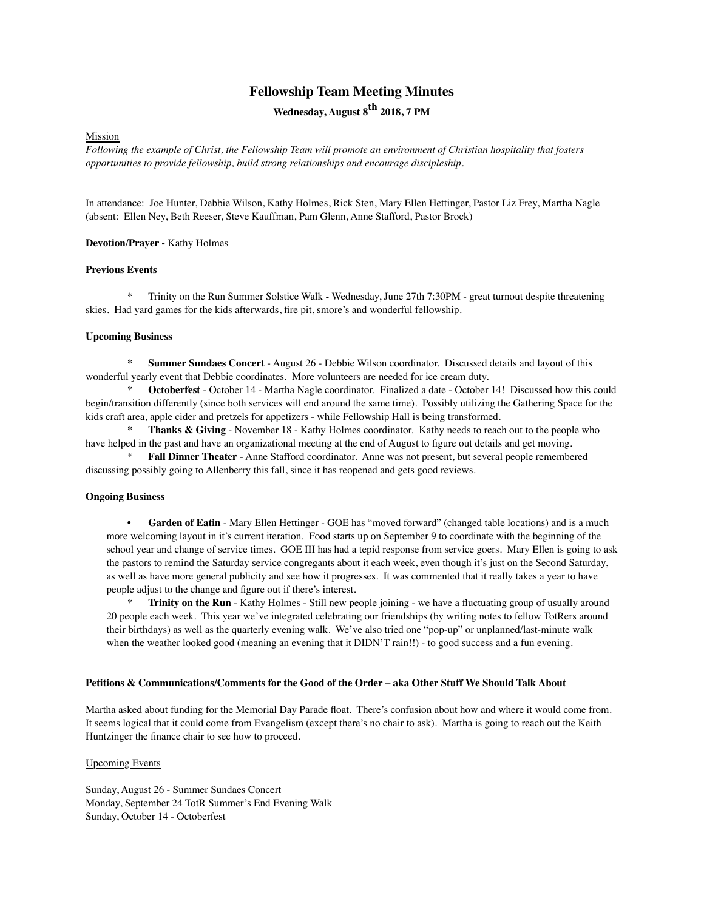# Fellowship Team Meeting Minutes

**Wednesday, August 8th 2018, 7 PM**

Mission

*Following the example of Christ, the Fellowship Team will promote an environment of Christian hospitality that fosters opportunities to provide fellowship, build strong relationships and encourage discipleship.*

In attendance: Joe Hunter, Debbie Wilson, Kathy Holmes, Rick Sten, Mary Ellen Hettinger, Pastor Liz Frey, Martha Nagle (absent: Ellen Ney, Beth Reeser, Steve Kauffman, Pam Glenn, Anne Stafford, Pastor Brock)

**Devotion/Prayer -** Kathy Holmes

**Previous Events**

- Trinity on the Run Summer Solstice Walk **-** Wednesday, June 27th 7:30PM - great turnout despite threatening skies. Had yard games for the kids afterwards, fire pit, smore's and wonderful fellowship.

**Upcoming Business**

- **Summer Sundaes Concert** - August 26 - Debbie Wilson coordinator. Discussed details and layout of this wonderful yearly event that Debbie coordinates. More volunteers are needed for ice cream duty.
- **Octoberfest** - October 14 - Martha Nagle coordinator. Finalized a date - October 14! Discussed how this could begin/transition differently (since both services will end around the same time). Possibly utilizing the Gathering Space for the kids craft area, apple cider and pretzels for appetizers - while Fellowship Hall is being transformed.
- **Thanks & Giving** - November 18 - Kathy Holmes coordinator. Kathy needs to reach out to the people who have helped in the past and have an organizational meeting at the end of August to figure out details and get moving.
- **Fall Dinner Theater** - Anne Stafford coordinator. Anne was not present, but several people remembered discussing possibly going to Allenberry this fall, since it has reopened and gets good reviews.

**Ongoing Business**

- **Garden of Eatin** - Mary Ellen Hettinger - GOE has "moved forward" (changed table locations) and is a much more welcoming layout in it's current iteration. Food starts up on September 9 to coordinate with the beginning of the school year and change of service times. GOE III has had a tepid response from service goers. Mary Ellen is going to ask the pastors to remind the Saturday service congregants about it each week, even though it's just on the Second Saturday, as well as have more general publicity and see how it progresses. It was commented that it really takes a year to have people adjust to the change and figure out if there's interest.
- **Trinity on the Run** - Kathy Holmes - Still new people joining - we have a fluctuating group of usually around 20 people each week. This year we've integrated celebrating our friendships (by writing notes to fellow TotRers around their birthdays) as well as the quarterly evening walk. We've also tried one "pop-up" or unplanned/last-minute walk when the weather looked good (meaning an evening that it DIDN'T rain!!) - to good success and a fun evening.

**Petitions & Communications/Comments for the Good of the Order – aka Other Stuff We Should Talk About**

Martha asked about funding for the Memorial Day Parade float. There's confusion about how and where it would come from. It seems logical that it could come from Evangelism (except there's no chair to ask). Martha is going to reach out the Keith Huntzinger the finance chair to see how to proceed.

Upcoming Events

Sunday, August 26 - Summer Sundaes Concert
Monday, September 24 TotR Summer's End Evening Walk
Sunday, October 14 - Octoberfest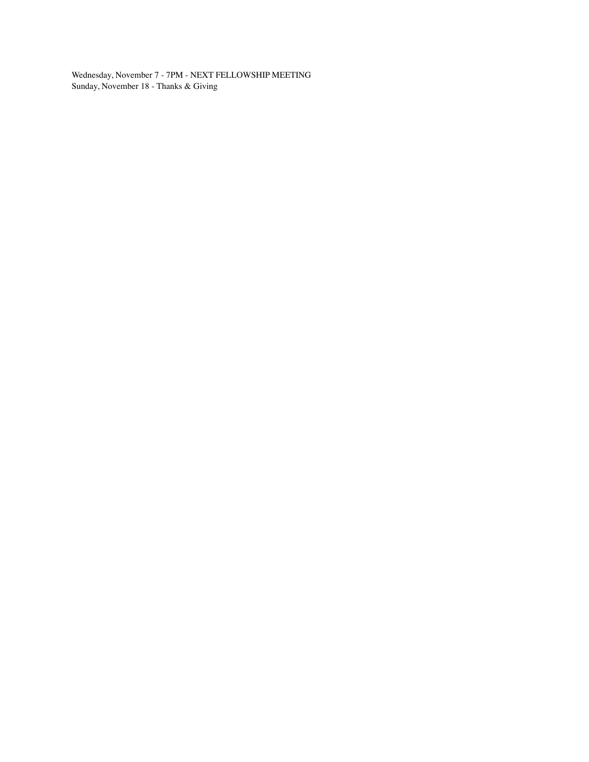Wednesday, November 7 - 7PM - NEXT FELLOWSHIP MEETING
Sunday, November 18 - Thanks & Giving